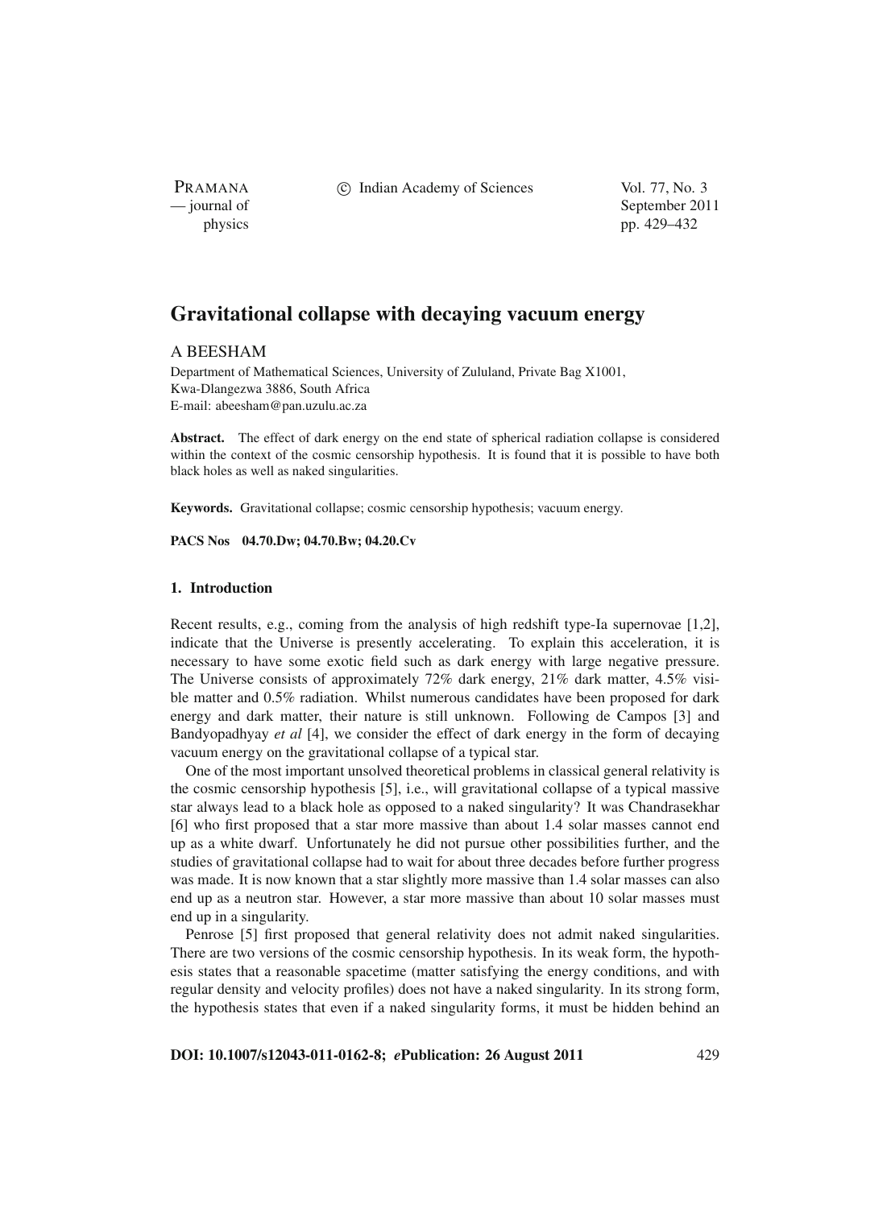# Gravitational collapse with decaying vacuum energy

A BEESHAM

Department of Mathematical Sciences, University of Zululand, Private Bag X1001, Kwa-Dlangezwa 3886, South Africa
E-mail: abeesham@pan.uzulu.ac.za

**Abstract.** The effect of dark energy on the end state of spherical radiation collapse is considered within the context of the cosmic censorship hypothesis. It is found that it is possible to have both black holes as well as naked singularities.

**Keywords.** Gravitational collapse; cosmic censorship hypothesis; vacuum energy.

**PACS Nos 04.70.Dw; 04.70.Bw; 04.20.Cv**

## 1. Introduction

Recent results, e.g., coming from the analysis of high redshift type-Ia supernovae [1,2], indicate that the Universe is presently accelerating. To explain this acceleration, it is necessary to have some exotic field such as dark energy with large negative pressure. The Universe consists of approximately 72% dark energy, 21% dark matter, 4.5% visible matter and 0.5% radiation. Whilst numerous candidates have been proposed for dark energy and dark matter, their nature is still unknown. Following de Campos [3] and Bandyopadhyay *et al* [4], we consider the effect of dark energy in the form of decaying vacuum energy on the gravitational collapse of a typical star.

One of the most important unsolved theoretical problems in classical general relativity is the cosmic censorship hypothesis [5], i.e., will gravitational collapse of a typical massive star always lead to a black hole as opposed to a naked singularity? It was Chandrasekhar [6] who first proposed that a star more massive than about 1.4 solar masses cannot end up as a white dwarf. Unfortunately he did not pursue other possibilities further, and the studies of gravitational collapse had to wait for about three decades before further progress was made. It is now known that a star slightly more massive than 1.4 solar masses can also end up as a neutron star. However, a star more massive than about 10 solar masses must end up in a singularity.

Penrose [5] first proposed that general relativity does not admit naked singularities. There are two versions of the cosmic censorship hypothesis. In its weak form, the hypothesis states that a reasonable spacetime (matter satisfying the energy conditions, and with regular density and velocity profiles) does not have a naked singularity. In its strong form, the hypothesis states that even if a naked singularity forms, it must be hidden behind an

**DOI: 10.1007/s12043-011-0162-8; *e*Publication: 26 August 2011**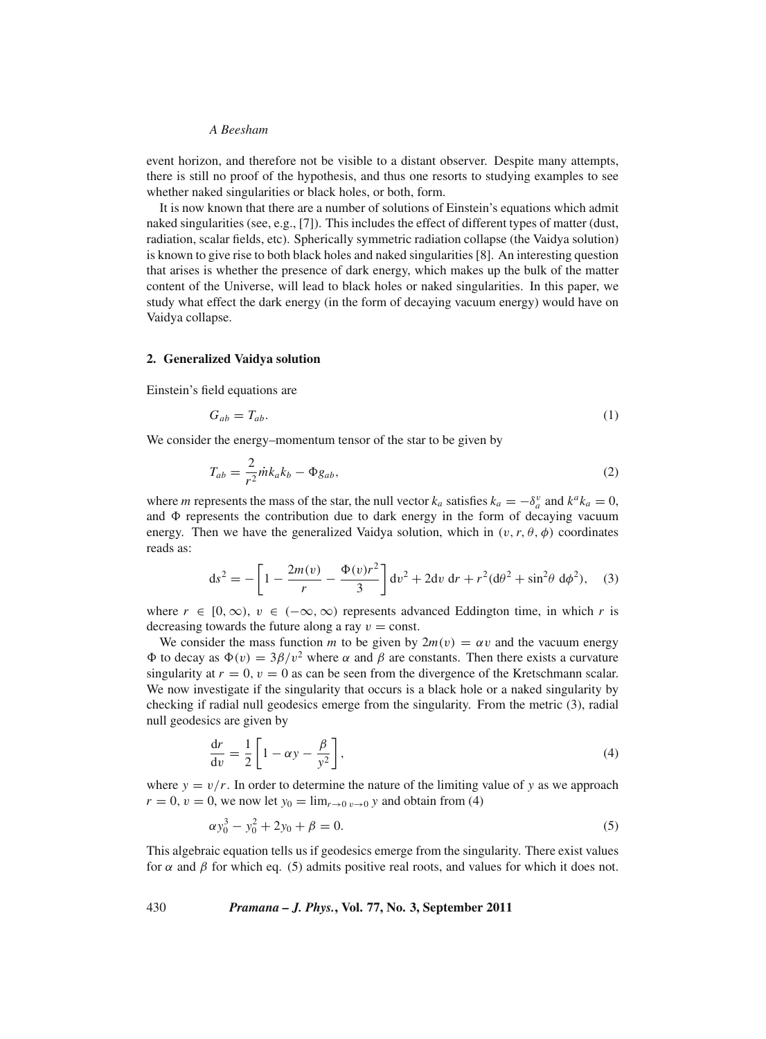event horizon, and therefore not be visible to a distant observer. Despite many attempts, there is still no proof of the hypothesis, and thus one resorts to studying examples to see whether naked singularities or black holes, or both, form.

It is now known that there are a number of solutions of Einstein's equations which admit naked singularities (see, e.g., [7]). This includes the effect of different types of matter (dust, radiation, scalar fields, etc). Spherically symmetric radiation collapse (the Vaidya solution) is known to give rise to both black holes and naked singularities [8]. An interesting question that arises is whether the presence of dark energy, which makes up the bulk of the matter content of the Universe, will lead to black holes or naked singularities. In this paper, we study what effect the dark energy (in the form of decaying vacuum energy) would have on Vaidya collapse.

## 2. Generalized Vaidya solution

Einstein's field equations are

$$G_{ab} = T_{ab}. \tag{1}$$

We consider the energy–momentum tensor of the star to be given by

$$T_{ab} = \frac{2}{r^2}\dot{m}k_a k_b - \Phi g_{ab}, \tag{2}$$

where $m$ represents the mass of the star, the null vector $k_a$ satisfies $k_a = -\delta_a^v$ and $k^a k_a = 0$, and $\Phi$ represents the contribution due to dark energy in the form of decaying vacuum energy. Then we have the generalized Vaidya solution, which in $(v, r, \theta, \phi)$ coordinates reads as:

$$\mathrm{d}s^2 = -\left[1 - \frac{2m(v)}{r} - \frac{\Phi(v)r^2}{3}\right]\mathrm{d}v^2 + 2\mathrm{d}v\,\mathrm{d}r + r^2(\mathrm{d}\theta^2 + \sin^2\theta\,\mathrm{d}\phi^2), \tag{3}$$

where $r \in [0, \infty)$, $v \in (-\infty, \infty)$ represents advanced Eddington time, in which $r$ is decreasing towards the future along a ray $v = \text{const}$.

We consider the mass function $m$ to be given by $2m(v) = \alpha v$ and the vacuum energy $\Phi$ to decay as $\Phi(v) = 3\beta/v^2$ where $\alpha$ and $\beta$ are constants. Then there exists a curvature singularity at $r = 0$, $v = 0$ as can be seen from the divergence of the Kretschmann scalar. We now investigate if the singularity that occurs is a black hole or a naked singularity by checking if radial null geodesics emerge from the singularity. From the metric (3), radial null geodesics are given by

$$\frac{\mathrm{d}r}{\mathrm{d}v} = \frac{1}{2}\left[1 - \alpha y - \frac{\beta}{y^2}\right], \tag{4}$$

where $y = v/r$. In order to determine the nature of the limiting value of $y$ as we approach $r = 0$, $v = 0$, we now let $y_0 = \lim_{r\to 0\ v\to 0} y$ and obtain from (4)

$$\alpha y_0^3 - y_0^2 + 2y_0 + \beta = 0. \tag{5}$$

This algebraic equation tells us if geodesics emerge from the singularity. There exist values for $\alpha$ and $\beta$ for which eq. (5) admits positive real roots, and values for which it does not.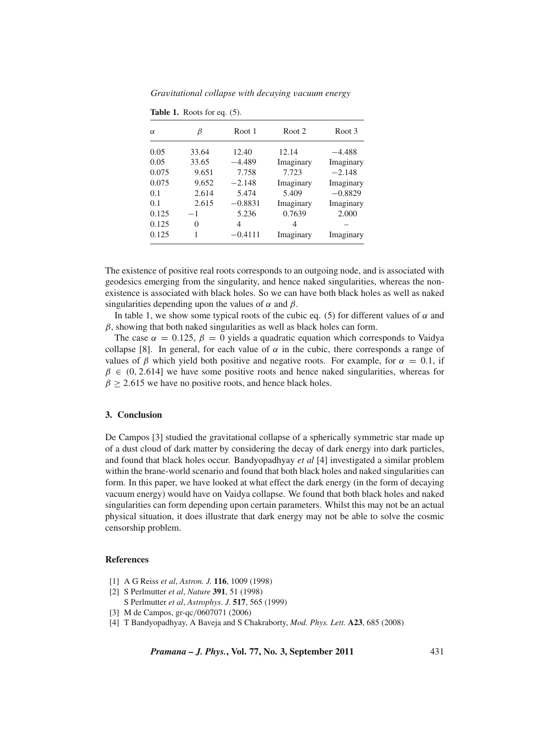**Table 1.** Roots for eq. (5).

| $\alpha$ | $\beta$ | Root 1 | Root 2 | Root 3 |
|---|---|---|---|---|
| 0.05 | 33.64 | 12.40 | 12.14 | $-4.488$ |
| 0.05 | 33.65 | $-4.489$ | Imaginary | Imaginary |
| 0.075 | 9.651 | 7.758 | 7.723 | $-2.148$ |
| 0.075 | 9.652 | $-2.148$ | Imaginary | Imaginary |
| 0.1 | 2.614 | 5.474 | 5.409 | $-0.8829$ |
| 0.1 | 2.615 | $-0.8831$ | Imaginary | Imaginary |
| 0.125 | $-1$ | 5.236 | 0.7639 | 2.000 |
| 0.125 | 0 | 4 | 4 | – |
| 0.125 | 1 | $-0.4111$ | Imaginary | Imaginary |

The existence of positive real roots corresponds to an outgoing node, and is associated with geodesics emerging from the singularity, and hence naked singularities, whereas the non-existence is associated with black holes. So we can have both black holes as well as naked singularities depending upon the values of $\alpha$ and $\beta$.

In table 1, we show some typical roots of the cubic eq. (5) for different values of $\alpha$ and $\beta$, showing that both naked singularities as well as black holes can form.

The case $\alpha = 0.125$, $\beta = 0$ yields a quadratic equation which corresponds to Vaidya collapse [8]. In general, for each value of $\alpha$ in the cubic, there corresponds a range of values of $\beta$ which yield both positive and negative roots. For example, for $\alpha = 0.1$, if $\beta \in (0, 2.614]$ we have some positive roots and hence naked singularities, whereas for $\beta \geq 2.615$ we have no positive roots, and hence black holes.

## 3. Conclusion

De Campos [3] studied the gravitational collapse of a spherically symmetric star made up of a dust cloud of dark matter by considering the decay of dark energy into dark particles, and found that black holes occur. Bandyopadhyay *et al* [4] investigated a similar problem within the brane-world scenario and found that both black holes and naked singularities can form. In this paper, we have looked at what effect the dark energy (in the form of decaying vacuum energy) would have on Vaidya collapse. We found that both black holes and naked singularities can form depending upon certain parameters. Whilst this may not be an actual physical situation, it does illustrate that dark energy may not be able to solve the cosmic censorship problem.

## References

[1] A G Reiss *et al*, *Astron. J.* **116**, 1009 (1998)

[2] S Perlmutter *et al*, *Nature* **391**, 51 (1998)
S Perlmutter *et al*, *Astrophys. J.* **517**, 565 (1999)

[3] M de Campos, gr-qc/0607071 (2006)

[4] T Bandyopadhyay, A Baveja and S Chakraborty, *Mod. Phys. Lett.* **A23**, 685 (2008)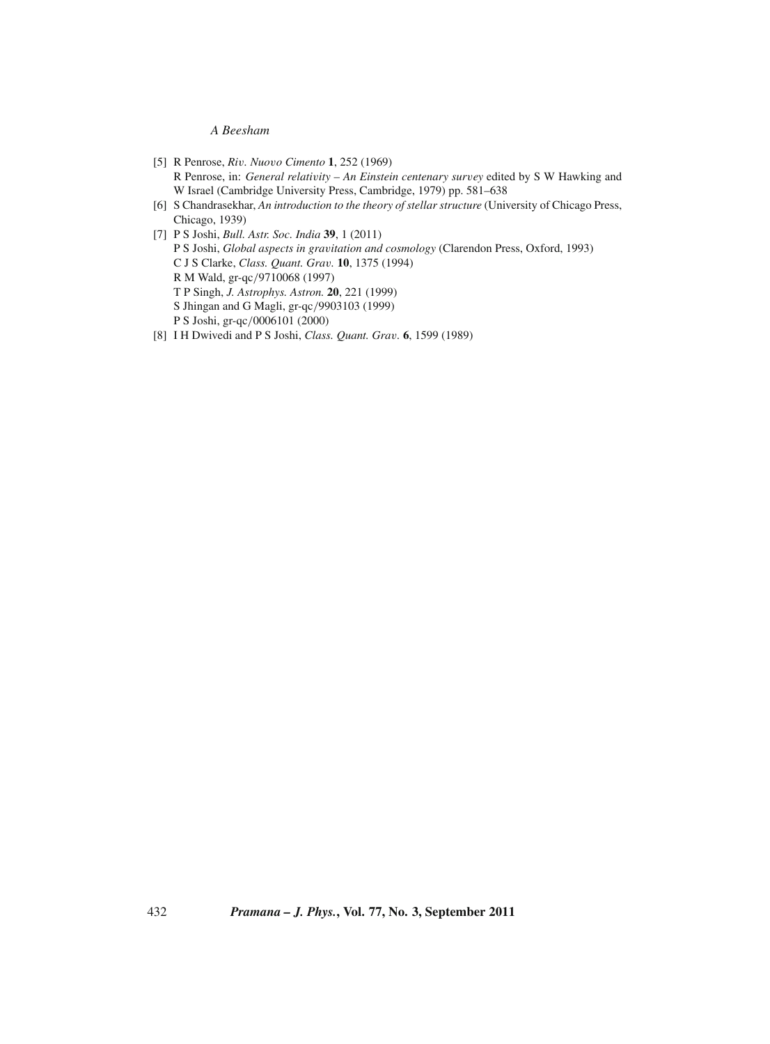[5] R Penrose, *Riv. Nuovo Cimento* **1**, 252 (1969)
R Penrose, in: *General relativity – An Einstein centenary survey* edited by S W Hawking and W Israel (Cambridge University Press, Cambridge, 1979) pp. 581–638

[6] S Chandrasekhar, *An introduction to the theory of stellar structure* (University of Chicago Press, Chicago, 1939)

[7] P S Joshi, *Bull. Astr. Soc. India* **39**, 1 (2011)
P S Joshi, *Global aspects in gravitation and cosmology* (Clarendon Press, Oxford, 1993)
C J S Clarke, *Class. Quant. Grav.* **10**, 1375 (1994)
R M Wald, gr-qc/9710068 (1997)
T P Singh, *J. Astrophys. Astron.* **20**, 221 (1999)
S Jhingan and G Magli, gr-qc/9903103 (1999)
P S Joshi, gr-qc/0006101 (2000)

[8] I H Dwivedi and P S Joshi, *Class. Quant. Grav.* **6**, 1599 (1989)